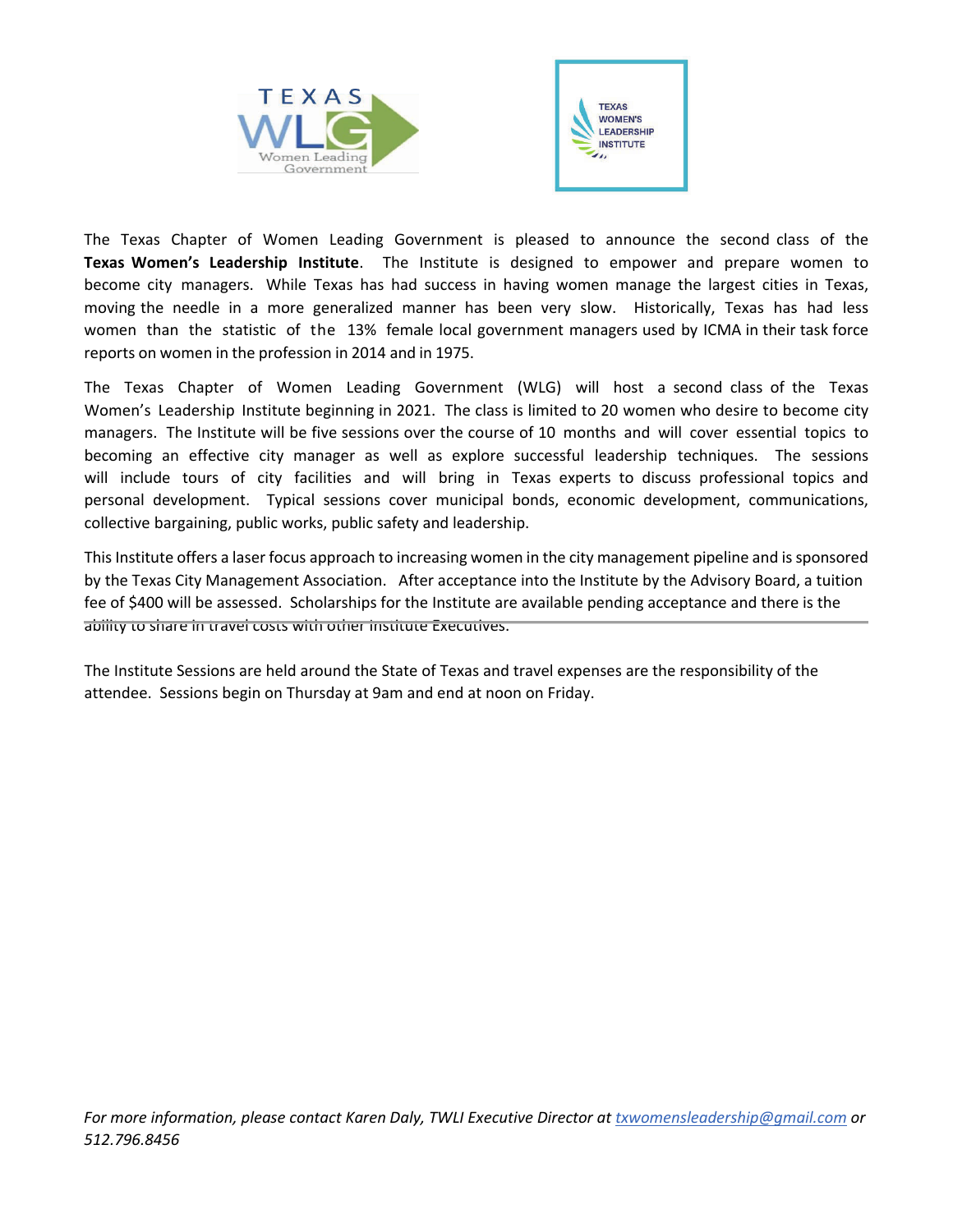TEXAS WLG Women Leading Government

TEXAS WOMEN'S LEADERSHIP INSTITUTE

The Texas Chapter of Women Leading Government is pleased to announce the second class of the **Texas Women's Leadership Institute**. The Institute is designed to empower and prepare women to become city managers. While Texas has had success in having women manage the largest cities in Texas, moving the needle in a more generalized manner has been very slow. Historically, Texas has had less women than the statistic of the 13% female local government managers used by ICMA in their task force reports on women in the profession in 2014 and in 1975.

The Texas Chapter of Women Leading Government (WLG) will host a second class of the Texas Women's Leadership Institute beginning in 2021. The class is limited to 20 women who desire to become city managers. The Institute will be five sessions over the course of 10 months and will cover essential topics to becoming an effective city manager as well as explore successful leadership techniques. The sessions will include tours of city facilities and will bring in Texas experts to discuss professional topics and personal development. Typical sessions cover municipal bonds, economic development, communications, collective bargaining, public works, public safety and leadership.

This Institute offers a laser focus approach to increasing women in the city management pipeline and is sponsored by the Texas City Management Association. After acceptance into the Institute by the Advisory Board, a tuition fee of $400 will be assessed. Scholarships for the Institute are available pending acceptance and there is the ability to share in travel costs with other Institute Executives.

The Institute Sessions are held around the State of Texas and travel expenses are the responsibility of the attendee. Sessions begin on Thursday at 9am and end at noon on Friday.

*For more information, please contact Karen Daly, TWLI Executive Director at [txwomensleadership@gmail.com](mailto:txwomensleadership@gmail.com) or 512.796.8456*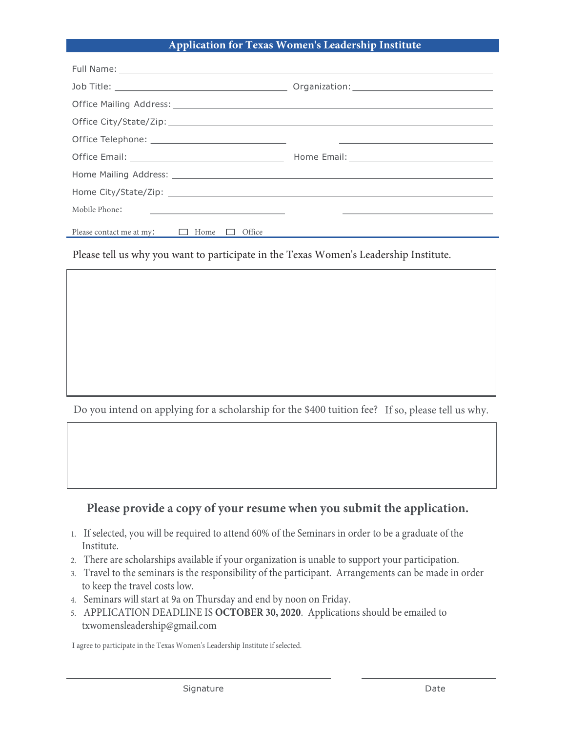# Application for Texas Women's Leadership Institute

Full Name: ______________________________

Job Title: ______________________ Organization: ______________________

Office Mailing Address: ______________________________

Office City/State/Zip: ______________________________

Office Telephone: ______________________ ______________________

Office Email: ______________________ Home Email: ______________________

Home Mailing Address: ______________________________

Home City/State/Zip: ______________________________

Mobile Phone: ______________________ ______________________

Please contact me at my: ☐ Home ☐ Office

Please tell us why you want to participate in the Texas Women's Leadership Institute.

Do you intend on applying for a scholarship for the $400 tuition fee? If so, please tell us why.

## Please provide a copy of your resume when you submit the application.

1. If selected, you will be required to attend 60% of the Seminars in order to be a graduate of the Institute.
2. There are scholarships available if your organization is unable to support your participation.
3. Travel to the seminars is the responsibility of the participant. Arrangements can be made in order to keep the travel costs low.
4. Seminars will start at 9a on Thursday and end by noon on Friday.
5. APPLICATION DEADLINE IS **OCTOBER 30, 2020**. Applications should be emailed to txwomensleadership@gmail.com

I agree to participate in the Texas Women's Leadership Institute if selected.

______________________________ ______________________

Signature Date